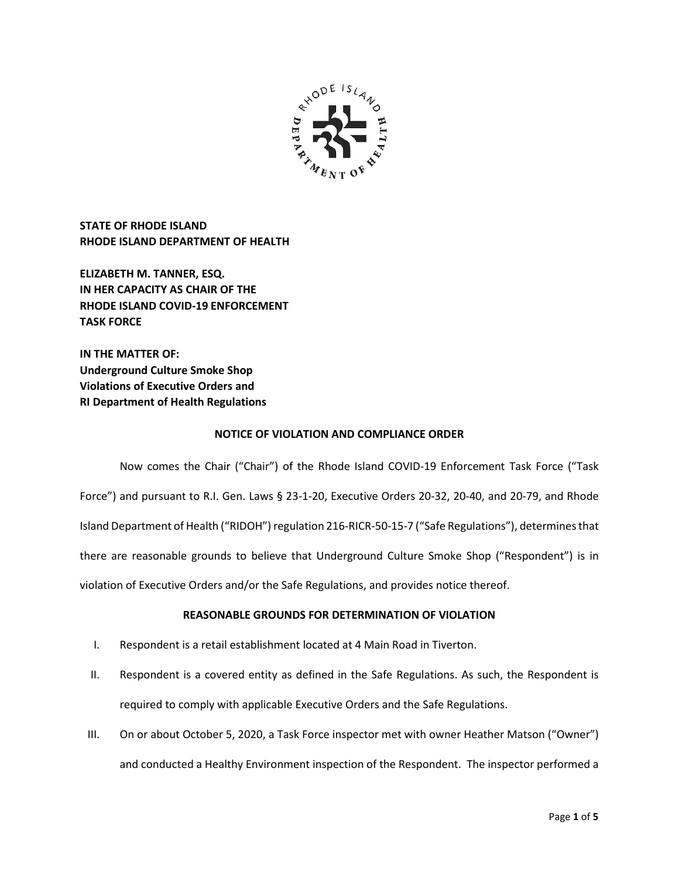**STATE OF RHODE ISLAND**
**RHODE ISLAND DEPARTMENT OF HEALTH**

**ELIZABETH M. TANNER, ESQ.**
**IN HER CAPACITY AS CHAIR OF THE**
**RHODE ISLAND COVID-19 ENFORCEMENT**
**TASK FORCE**

**IN THE MATTER OF:**
**Underground Culture Smoke Shop**
**Violations of Executive Orders and**
**RI Department of Health Regulations**

## NOTICE OF VIOLATION AND COMPLIANCE ORDER

Now comes the Chair ("Chair") of the Rhode Island COVID-19 Enforcement Task Force ("Task Force") and pursuant to R.I. Gen. Laws § 23-1-20, Executive Orders 20-32, 20-40, and 20-79, and Rhode Island Department of Health ("RIDOH") regulation 216-RICR-50-15-7 ("Safe Regulations"), determines that there are reasonable grounds to believe that Underground Culture Smoke Shop ("Respondent") is in violation of Executive Orders and/or the Safe Regulations, and provides notice thereof.

## REASONABLE GROUNDS FOR DETERMINATION OF VIOLATION

I. Respondent is a retail establishment located at 4 Main Road in Tiverton.

II. Respondent is a covered entity as defined in the Safe Regulations. As such, the Respondent is required to comply with applicable Executive Orders and the Safe Regulations.

III. On or about October 5, 2020, a Task Force inspector met with owner Heather Matson ("Owner") and conducted a Healthy Environment inspection of the Respondent. The inspector performed a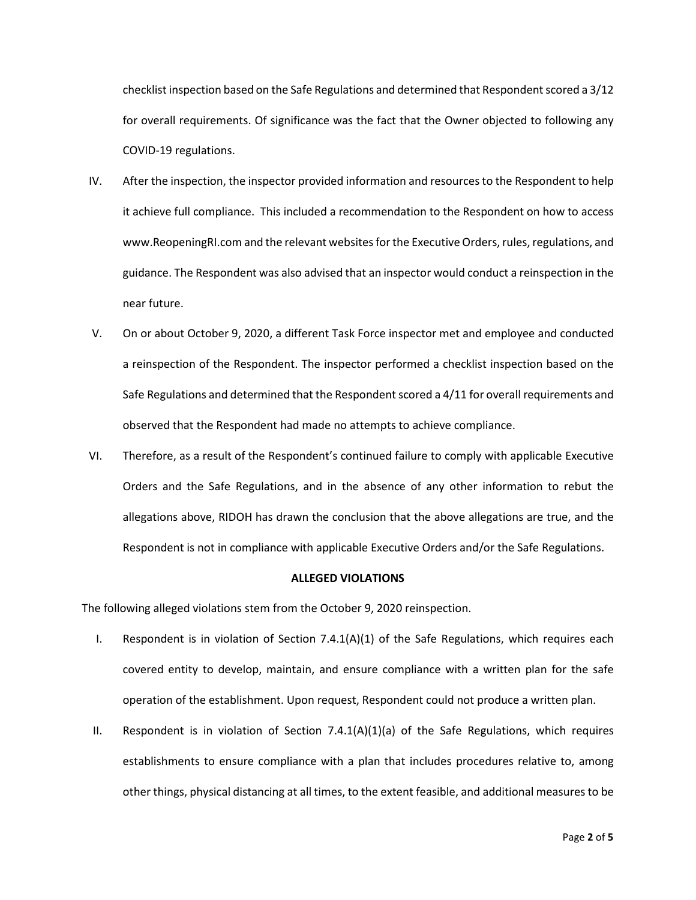checklist inspection based on the Safe Regulations and determined that Respondent scored a 3/12 for overall requirements. Of significance was the fact that the Owner objected to following any COVID-19 regulations.

IV. After the inspection, the inspector provided information and resources to the Respondent to help it achieve full compliance. This included a recommendation to the Respondent on how to access www.ReopeningRI.com and the relevant websites for the Executive Orders, rules, regulations, and guidance. The Respondent was also advised that an inspector would conduct a reinspection in the near future.

V. On or about October 9, 2020, a different Task Force inspector met and employee and conducted a reinspection of the Respondent. The inspector performed a checklist inspection based on the Safe Regulations and determined that the Respondent scored a 4/11 for overall requirements and observed that the Respondent had made no attempts to achieve compliance.

VI. Therefore, as a result of the Respondent's continued failure to comply with applicable Executive Orders and the Safe Regulations, and in the absence of any other information to rebut the allegations above, RIDOH has drawn the conclusion that the above allegations are true, and the Respondent is not in compliance with applicable Executive Orders and/or the Safe Regulations.

**ALLEGED VIOLATIONS**

The following alleged violations stem from the October 9, 2020 reinspection.

I. Respondent is in violation of Section 7.4.1(A)(1) of the Safe Regulations, which requires each covered entity to develop, maintain, and ensure compliance with a written plan for the safe operation of the establishment. Upon request, Respondent could not produce a written plan.

II. Respondent is in violation of Section 7.4.1(A)(1)(a) of the Safe Regulations, which requires establishments to ensure compliance with a plan that includes procedures relative to, among other things, physical distancing at all times, to the extent feasible, and additional measures to be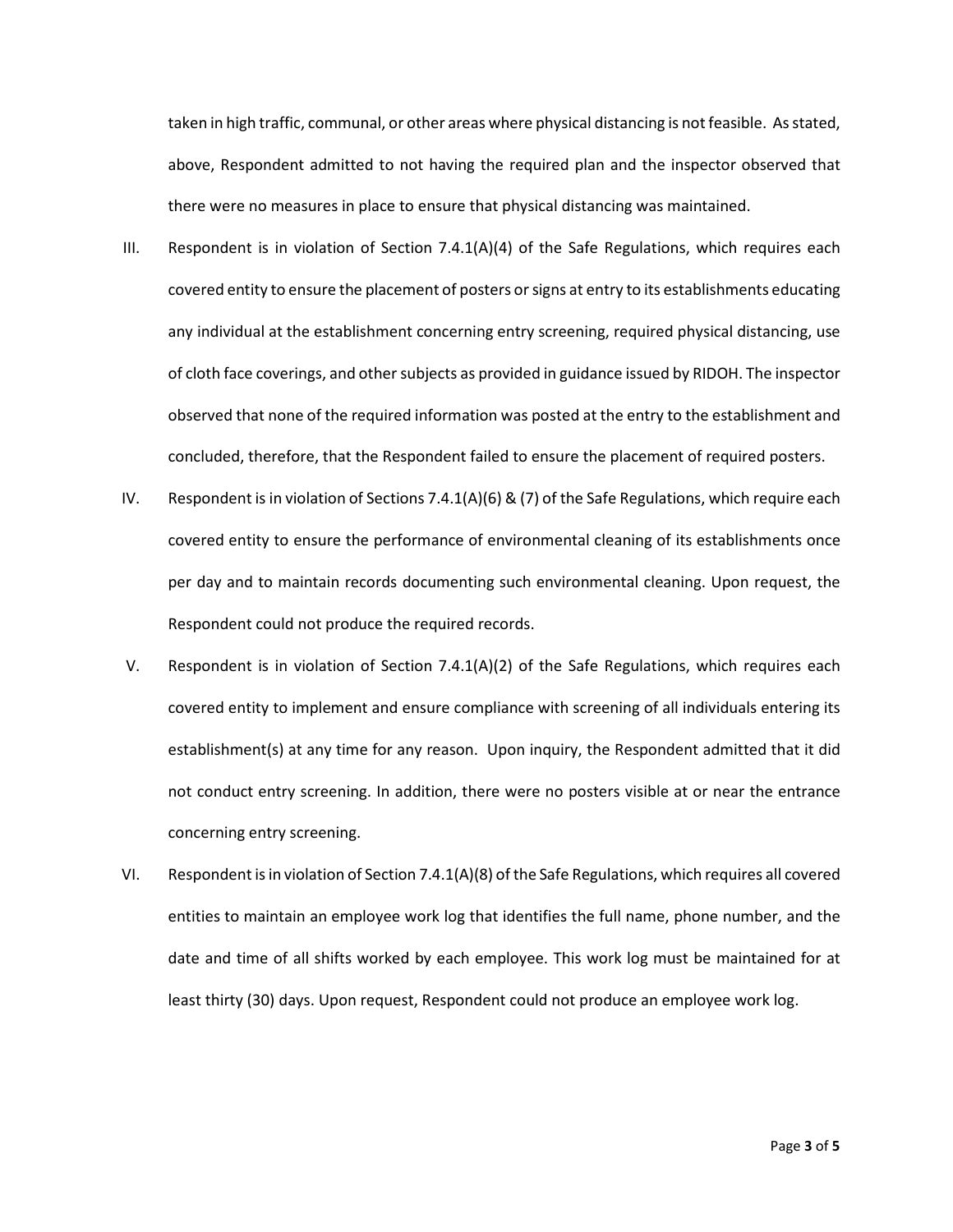taken in high traffic, communal, or other areas where physical distancing is not feasible. As stated, above, Respondent admitted to not having the required plan and the inspector observed that there were no measures in place to ensure that physical distancing was maintained.

III. Respondent is in violation of Section 7.4.1(A)(4) of the Safe Regulations, which requires each covered entity to ensure the placement of posters or signs at entry to its establishments educating any individual at the establishment concerning entry screening, required physical distancing, use of cloth face coverings, and other subjects as provided in guidance issued by RIDOH. The inspector observed that none of the required information was posted at the entry to the establishment and concluded, therefore, that the Respondent failed to ensure the placement of required posters.

IV. Respondent is in violation of Sections 7.4.1(A)(6) & (7) of the Safe Regulations, which require each covered entity to ensure the performance of environmental cleaning of its establishments once per day and to maintain records documenting such environmental cleaning. Upon request, the Respondent could not produce the required records.

V. Respondent is in violation of Section 7.4.1(A)(2) of the Safe Regulations, which requires each covered entity to implement and ensure compliance with screening of all individuals entering its establishment(s) at any time for any reason. Upon inquiry, the Respondent admitted that it did not conduct entry screening. In addition, there were no posters visible at or near the entrance concerning entry screening.

VI. Respondent is in violation of Section 7.4.1(A)(8) of the Safe Regulations, which requires all covered entities to maintain an employee work log that identifies the full name, phone number, and the date and time of all shifts worked by each employee. This work log must be maintained for at least thirty (30) days. Upon request, Respondent could not produce an employee work log.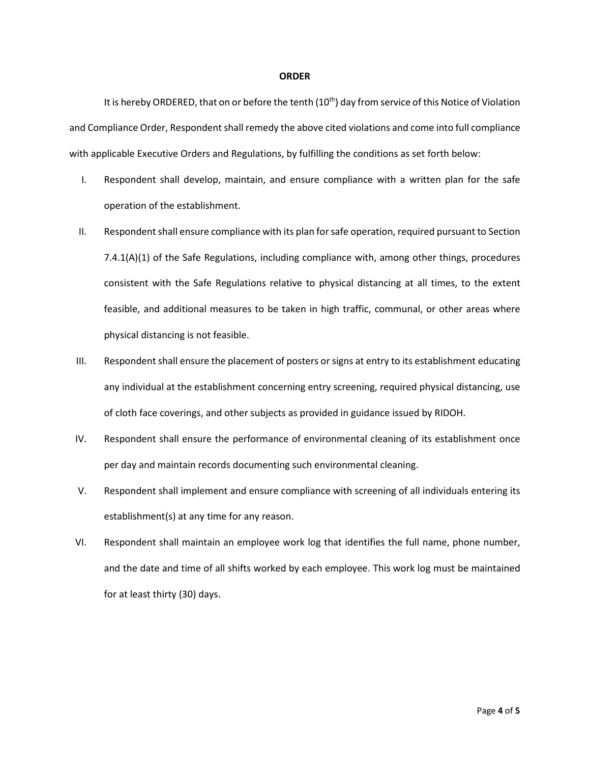**ORDER**

It is hereby ORDERED, that on or before the tenth ($10^{th}$) day from service of this Notice of Violation and Compliance Order, Respondent shall remedy the above cited violations and come into full compliance with applicable Executive Orders and Regulations, by fulfilling the conditions as set forth below:

I. Respondent shall develop, maintain, and ensure compliance with a written plan for the safe operation of the establishment.

II. Respondent shall ensure compliance with its plan for safe operation, required pursuant to Section 7.4.1(A)(1) of the Safe Regulations, including compliance with, among other things, procedures consistent with the Safe Regulations relative to physical distancing at all times, to the extent feasible, and additional measures to be taken in high traffic, communal, or other areas where physical distancing is not feasible.

III. Respondent shall ensure the placement of posters or signs at entry to its establishment educating any individual at the establishment concerning entry screening, required physical distancing, use of cloth face coverings, and other subjects as provided in guidance issued by RIDOH.

IV. Respondent shall ensure the performance of environmental cleaning of its establishment once per day and maintain records documenting such environmental cleaning.

V. Respondent shall implement and ensure compliance with screening of all individuals entering its establishment(s) at any time for any reason.

VI. Respondent shall maintain an employee work log that identifies the full name, phone number, and the date and time of all shifts worked by each employee. This work log must be maintained for at least thirty (30) days.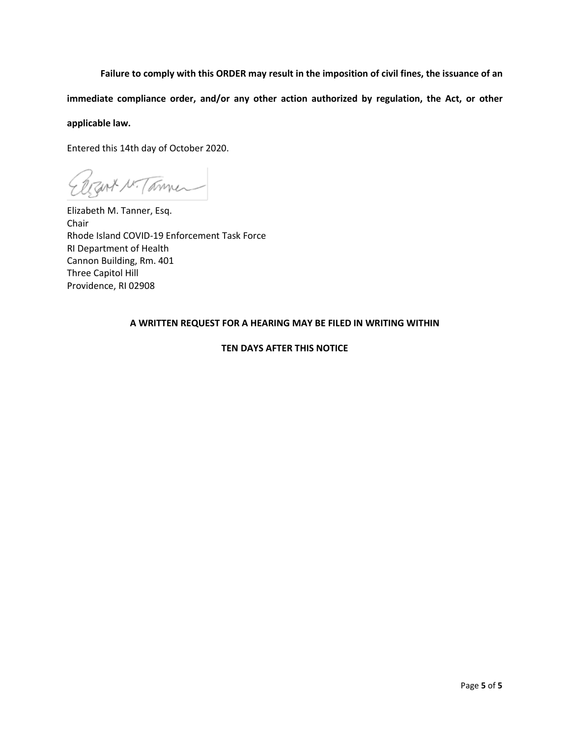**Failure to comply with this ORDER may result in the imposition of civil fines, the issuance of an immediate compliance order, and/or any other action authorized by regulation, the Act, or other applicable law.**

Entered this 14th day of October 2020.

Elizabeth M. Tanner, Esq.  
Chair  
Rhode Island COVID-19 Enforcement Task Force  
RI Department of Health  
Cannon Building, Rm. 401  
Three Capitol Hill  
Providence, RI 02908

**A WRITTEN REQUEST FOR A HEARING MAY BE FILED IN WRITING WITHIN TEN DAYS AFTER THIS NOTICE**